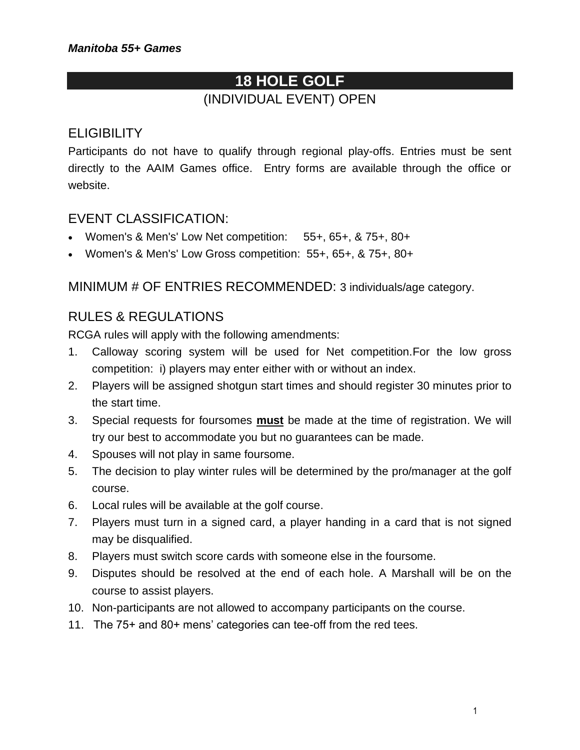*Manitoba 55+ Games*

# 18 HOLE GOLF

(INDIVIDUAL EVENT) OPEN

## ELIGIBILITY

Participants do not have to qualify through regional play-offs. Entries must be sent directly to the AAIM Games office. Entry forms are available through the office or website.

## EVENT CLASSIFICATION:

- Women's & Men's' Low Net competition: 55+, 65+, & 75+, 80+
- Women's & Men's' Low Gross competition: 55+, 65+, & 75+, 80+

## MINIMUM # OF ENTRIES RECOMMENDED: 3 individuals/age category.

## RULES & REGULATIONS

RCGA rules will apply with the following amendments:

1. Calloway scoring system will be used for Net competition.For the low gross competition: i) players may enter either with or without an index.
2. Players will be assigned shotgun start times and should register 30 minutes prior to the start time.
3. Special requests for foursomes **must** be made at the time of registration. We will try our best to accommodate you but no guarantees can be made.
4. Spouses will not play in same foursome.
5. The decision to play winter rules will be determined by the pro/manager at the golf course.
6. Local rules will be available at the golf course.
7. Players must turn in a signed card, a player handing in a card that is not signed may be disqualified.
8. Players must switch score cards with someone else in the foursome.
9. Disputes should be resolved at the end of each hole. A Marshall will be on the course to assist players.
10. Non-participants are not allowed to accompany participants on the course.
11. The 75+ and 80+ mens' categories can tee-off from the red tees.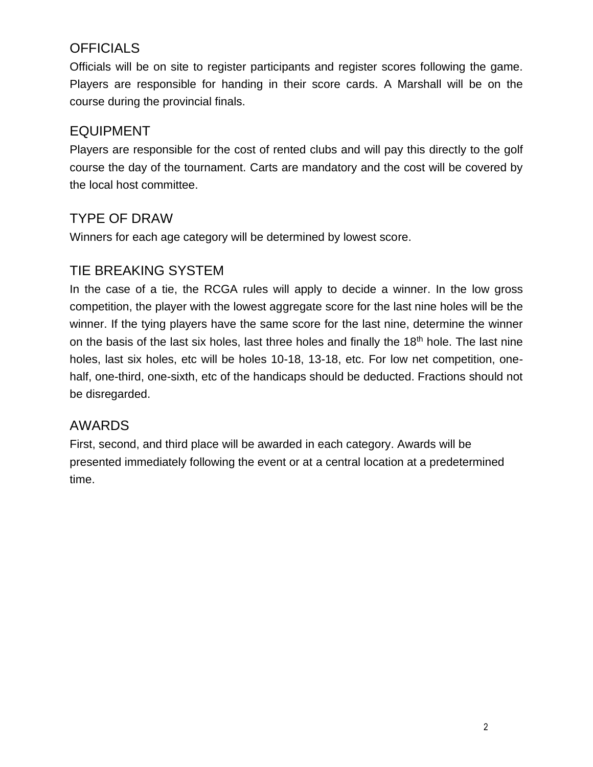## OFFICIALS

Officials will be on site to register participants and register scores following the game. Players are responsible for handing in their score cards. A Marshall will be on the course during the provincial finals.

## EQUIPMENT

Players are responsible for the cost of rented clubs and will pay this directly to the golf course the day of the tournament. Carts are mandatory and the cost will be covered by the local host committee.

## TYPE OF DRAW

Winners for each age category will be determined by lowest score.

## TIE BREAKING SYSTEM

In the case of a tie, the RCGA rules will apply to decide a winner. In the low gross competition, the player with the lowest aggregate score for the last nine holes will be the winner. If the tying players have the same score for the last nine, determine the winner on the basis of the last six holes, last three holes and finally the 18th hole. The last nine holes, last six holes, etc will be holes 10-18, 13-18, etc. For low net competition, one-half, one-third, one-sixth, etc of the handicaps should be deducted. Fractions should not be disregarded.

## AWARDS

First, second, and third place will be awarded in each category. Awards will be presented immediately following the event or at a central location at a predetermined time.